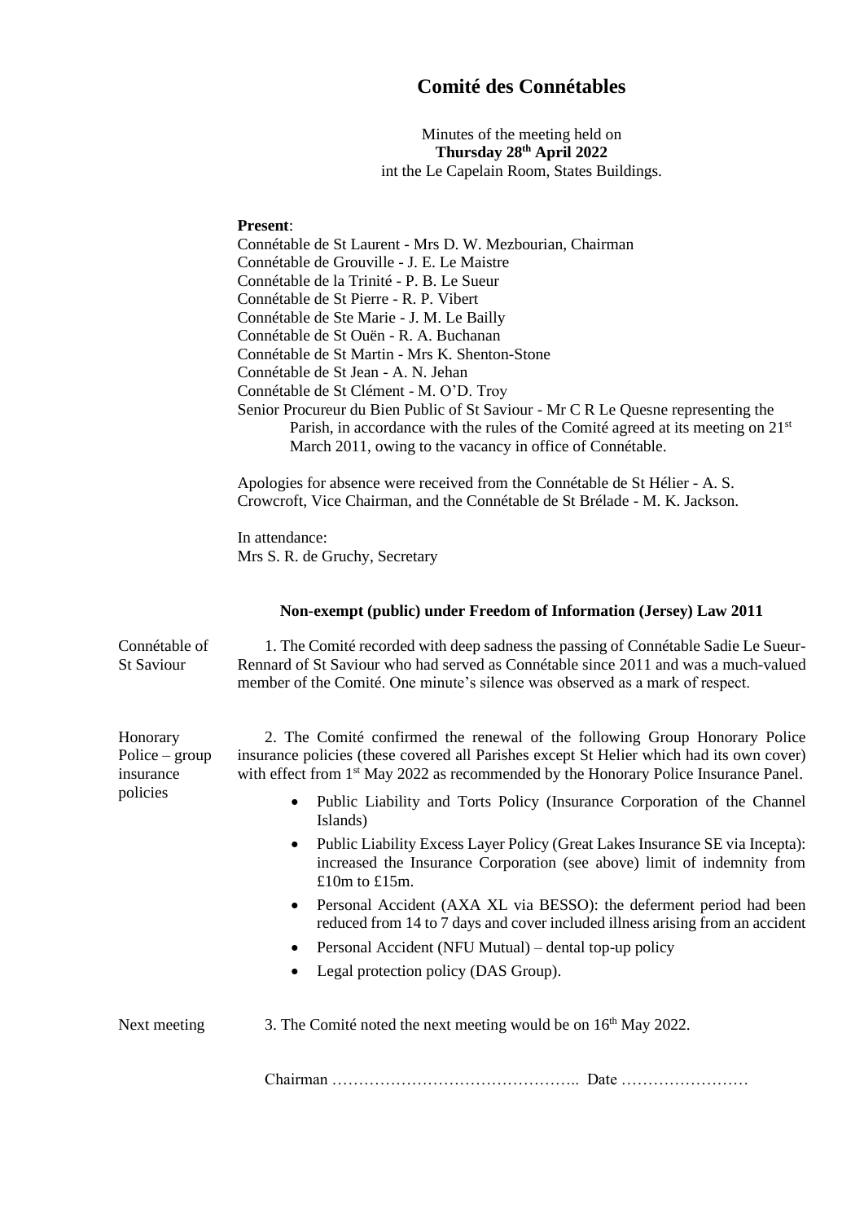# Comité des Connétables

Minutes of the meeting held on
**Thursday 28th April 2022**
int the Le Capelain Room, States Buildings.

**Present**:
Connétable de St Laurent - Mrs D. W. Mezbourian, Chairman
Connétable de Grouville - J. E. Le Maistre
Connétable de la Trinité - P. B. Le Sueur
Connétable de St Pierre - R. P. Vibert
Connétable de Ste Marie - J. M. Le Bailly
Connétable de St Ouën - R. A. Buchanan
Connétable de St Martin - Mrs K. Shenton-Stone
Connétable de St Jean - A. N. Jehan
Connétable de St Clément - M. O'D. Troy
Senior Procureur du Bien Public of St Saviour - Mr C R Le Quesne representing the Parish, in accordance with the rules of the Comité agreed at its meeting on 21st March 2011, owing to the vacancy in office of Connétable.

Apologies for absence were received from the Connétable de St Hélier - A. S. Crowcroft, Vice Chairman, and the Connétable de St Brélade - M. K. Jackson.

In attendance:
Mrs S. R. de Gruchy, Secretary

**Non-exempt (public) under Freedom of Information (Jersey) Law 2011**

**Connétable of St Saviour**

1. The Comité recorded with deep sadness the passing of Connétable Sadie Le Sueur-Rennard of St Saviour who had served as Connétable since 2011 and was a much-valued member of the Comité. One minute's silence was observed as a mark of respect.

**Honorary Police – group insurance policies**

2. The Comité confirmed the renewal of the following Group Honorary Police insurance policies (these covered all Parishes except St Helier which had its own cover) with effect from 1st May 2022 as recommended by the Honorary Police Insurance Panel.

- Public Liability and Torts Policy (Insurance Corporation of the Channel Islands)
- Public Liability Excess Layer Policy (Great Lakes Insurance SE via Incepta): increased the Insurance Corporation (see above) limit of indemnity from £10m to £15m.
- Personal Accident (AXA XL via BESSO): the deferment period had been reduced from 14 to 7 days and cover included illness arising from an accident
- Personal Accident (NFU Mutual) – dental top-up policy
- Legal protection policy (DAS Group).

**Next meeting**

3. The Comité noted the next meeting would be on 16th May 2022.

Chairman ……………………………………….. Date ……………………